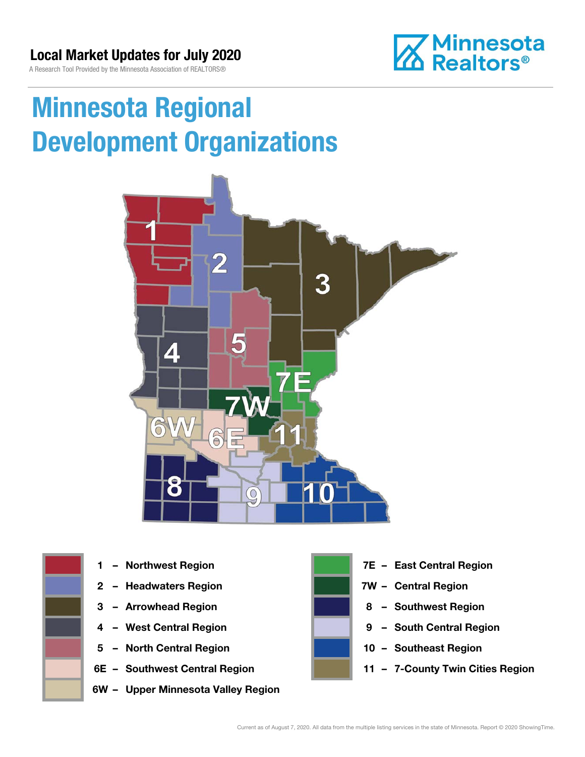Local Market Updates for July 2020

A Research Tool Provided by the Minnesota Association of REALTORS®

Minnesota Realtors®

# Minnesota Regional Development Organizations

- 1 – Northwest Region
- 2 – Headwaters Region
- 3 – Arrowhead Region
- 4 – West Central Region
- 5 – North Central Region
- 6E – Southwest Central Region
- 6W – Upper Minnesota Valley Region
- 7E – East Central Region
- 7W – Central Region
- 8 – Southwest Region
- 9 – South Central Region
- 10 – Southeast Region
- 11 – 7-County Twin Cities Region

Current as of August 7, 2020. All data from the multiple listing services in the state of Minnesota. Report © 2020 ShowingTime.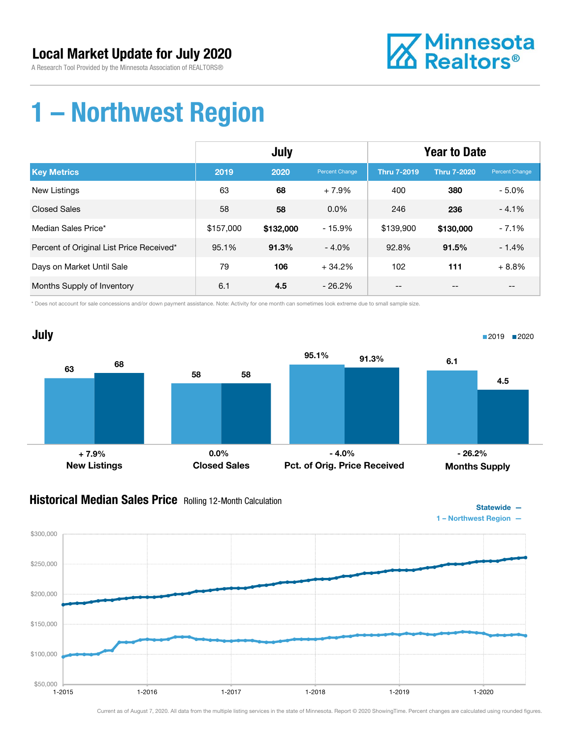# Local Market Update for July 2020

A Research Tool Provided by the Minnesota Association of REALTORS®

# 1 – Northwest Region

| | July | | | Year to Date | | |
|---|---|---|---|---|---|---|
| **Key Metrics** | **2019** | **2020** | Percent Change | **Thru 7-2019** | **Thru 7-2020** | Percent Change |
| New Listings | 63 | **68** | + 7.9% | 400 | **380** | - 5.0% |
| Closed Sales | 58 | **58** | 0.0% | 246 | **236** | - 4.1% |
| Median Sales Price* | $157,000 | **$132,000** | - 15.9% | $139,900 | **$130,000** | - 7.1% |
| Percent of Original List Price Received* | 95.1% | **91.3%** | - 4.0% | 92.8% | **91.5%** | - 1.4% |
| Days on Market Until Sale | 79 | **106** | + 34.2% | 102 | **111** | + 8.8% |
| Months Supply of Inventory | 6.1 | **4.5** | - 26.2% | -- | -- | -- |

\* Does not account for sale concessions and/or down payment assistance. Note: Activity for one month can sometimes look extreme due to small sample size.

## July

| | 2019 | 2020 | Change |
|---|---|---|---|
| New Listings | 63 | 68 | + 7.9% |
| Closed Sales | 58 | 58 | 0.0% |
| Pct. of Orig. Price Received | 95.1% | 91.3% | - 4.0% |
| Months Supply | 6.1 | 4.5 | - 26.2% |

## Historical Median Sales Price Rolling 12-Month Calculation

Statewide —
1 – Northwest Region —

Current as of August 7, 2020. All data from the multiple listing services in the state of Minnesota. Report © 2020 ShowingTime. Percent changes are calculated using rounded figures.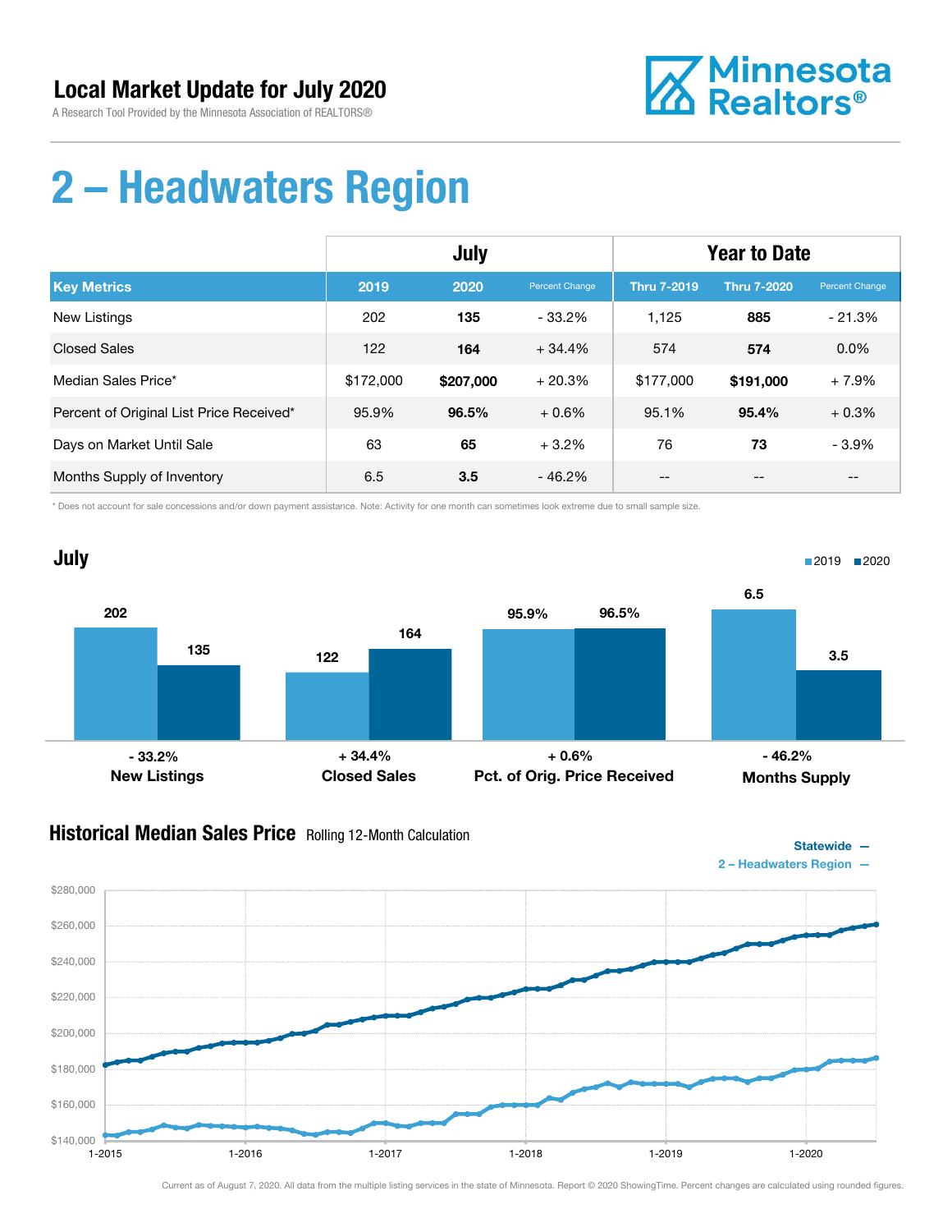# Local Market Update for July 2020

A Research Tool Provided by the Minnesota Association of REALTORS®

Minnesota Realtors®

# 2 – Headwaters Region

| | July | | | Year to Date | | |
|---|---|---|---|---|---|---|
| **Key Metrics** | **2019** | **2020** | Percent Change | **Thru 7-2019** | **Thru 7-2020** | Percent Change |
| New Listings | 202 | **135** | - 33.2% | 1,125 | **885** | - 21.3% |
| Closed Sales | 122 | **164** | + 34.4% | 574 | **574** | 0.0% |
| Median Sales Price* | $172,000 | **$207,000** | + 20.3% | $177,000 | **$191,000** | + 7.9% |
| Percent of Original List Price Received* | 95.9% | **96.5%** | + 0.6% | 95.1% | **95.4%** | + 0.3% |
| Days on Market Until Sale | 63 | **65** | + 3.2% | 76 | **73** | - 3.9% |
| Months Supply of Inventory | 6.5 | **3.5** | - 46.2% | -- | -- | -- |

\* Does not account for sale concessions and/or down payment assistance. Note: Activity for one month can sometimes look extreme due to small sample size.

## July

■2019 ■2020

| | 2019 | 2020 | Change |
|---|---|---|---|
| New Listings | 202 | 135 | - 33.2% |
| Closed Sales | 122 | 164 | + 34.4% |
| Pct. of Orig. Price Received | 95.9% | 96.5% | + 0.6% |
| Months Supply | 6.5 | 3.5 | - 46.2% |

## Historical Median Sales Price Rolling 12-Month Calculation

Statewide —
2 – Headwaters Region —

$280,000 / $260,000 / $240,000 / $220,000 / $200,000 / $180,000 / $160,000 / $140,000

1-2015 / 1-2016 / 1-2017 / 1-2018 / 1-2019 / 1-2020

Current as of August 7, 2020. All data from the multiple listing services in the state of Minnesota. Report © 2020 ShowingTime. Percent changes are calculated using rounded figures.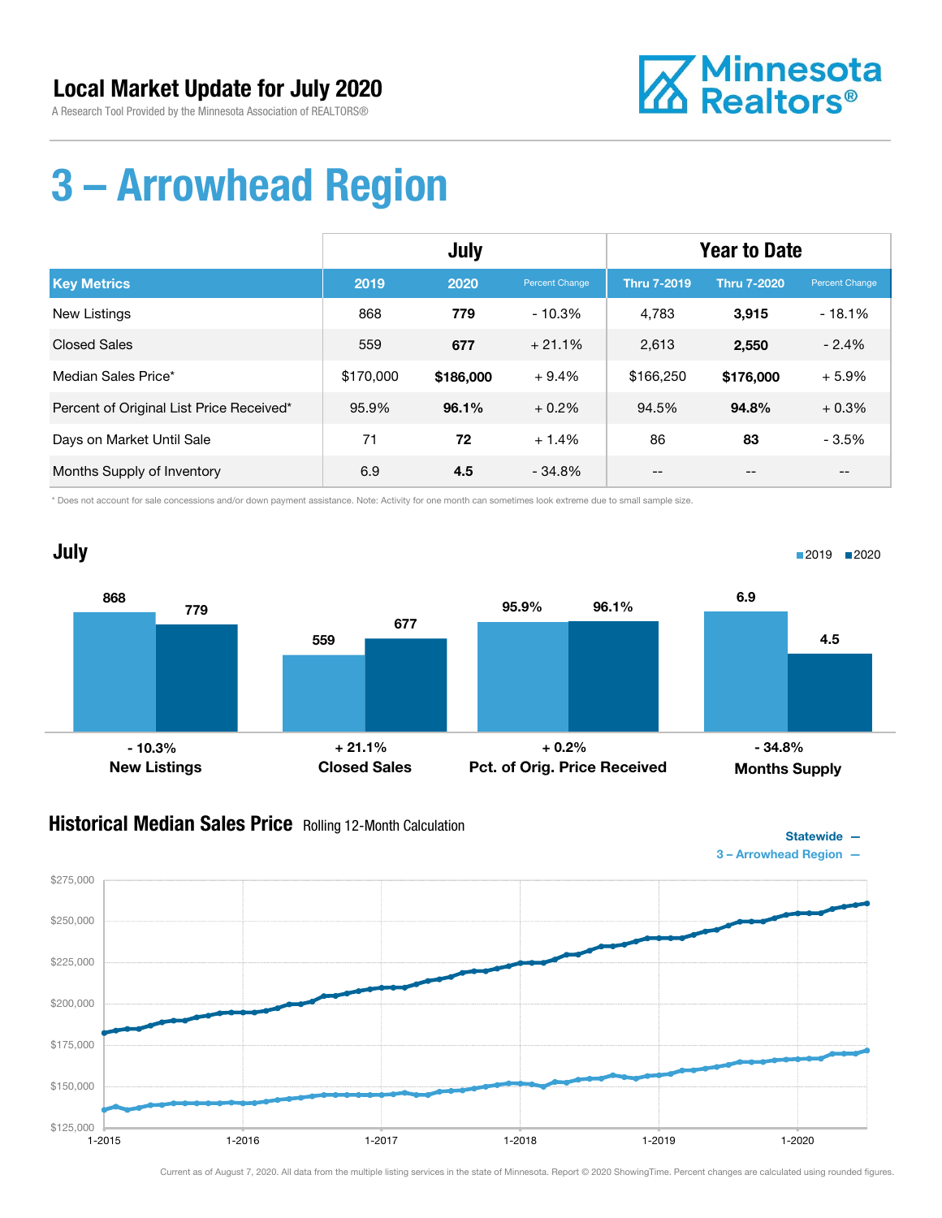## Local Market Update for July 2020

A Research Tool Provided by the Minnesota Association of REALTORS®

Minnesota Realtors®

# 3 – Arrowhead Region

| Key Metrics | July | | | Year to Date | | |
|---|---|---|---|---|---|---|
| | 2019 | 2020 | Percent Change | Thru 7-2019 | Thru 7-2020 | Percent Change |
| New Listings | 868 | **779** | - 10.3% | 4,783 | **3,915** | - 18.1% |
| Closed Sales | 559 | **677** | + 21.1% | 2,613 | **2,550** | - 2.4% |
| Median Sales Price* | $170,000 | **$186,000** | + 9.4% | $166,250 | **$176,000** | + 5.9% |
| Percent of Original List Price Received* | 95.9% | **96.1%** | + 0.2% | 94.5% | **94.8%** | + 0.3% |
| Days on Market Until Sale | 71 | **72** | + 1.4% | 86 | **83** | - 3.5% |
| Months Supply of Inventory | 6.9 | **4.5** | - 34.8% | -- | -- | -- |

\* Does not account for sale concessions and/or down payment assistance. Note: Activity for one month can sometimes look extreme due to small sample size.

## July

| | 2019 | 2020 | Change |
|---|---|---|---|
| New Listings | 868 | 779 | - 10.3% |
| Closed Sales | 559 | 677 | + 21.1% |
| Pct. of Orig. Price Received | 95.9% | 96.1% | + 0.2% |
| Months Supply | 6.9 | 4.5 | - 34.8% |

## Historical Median Sales Price Rolling 12-Month Calculation

Statewide —
3 – Arrowhead Region —

Current as of August 7, 2020. All data from the multiple listing services in the state of Minnesota. Report © 2020 ShowingTime. Percent changes are calculated using rounded figures.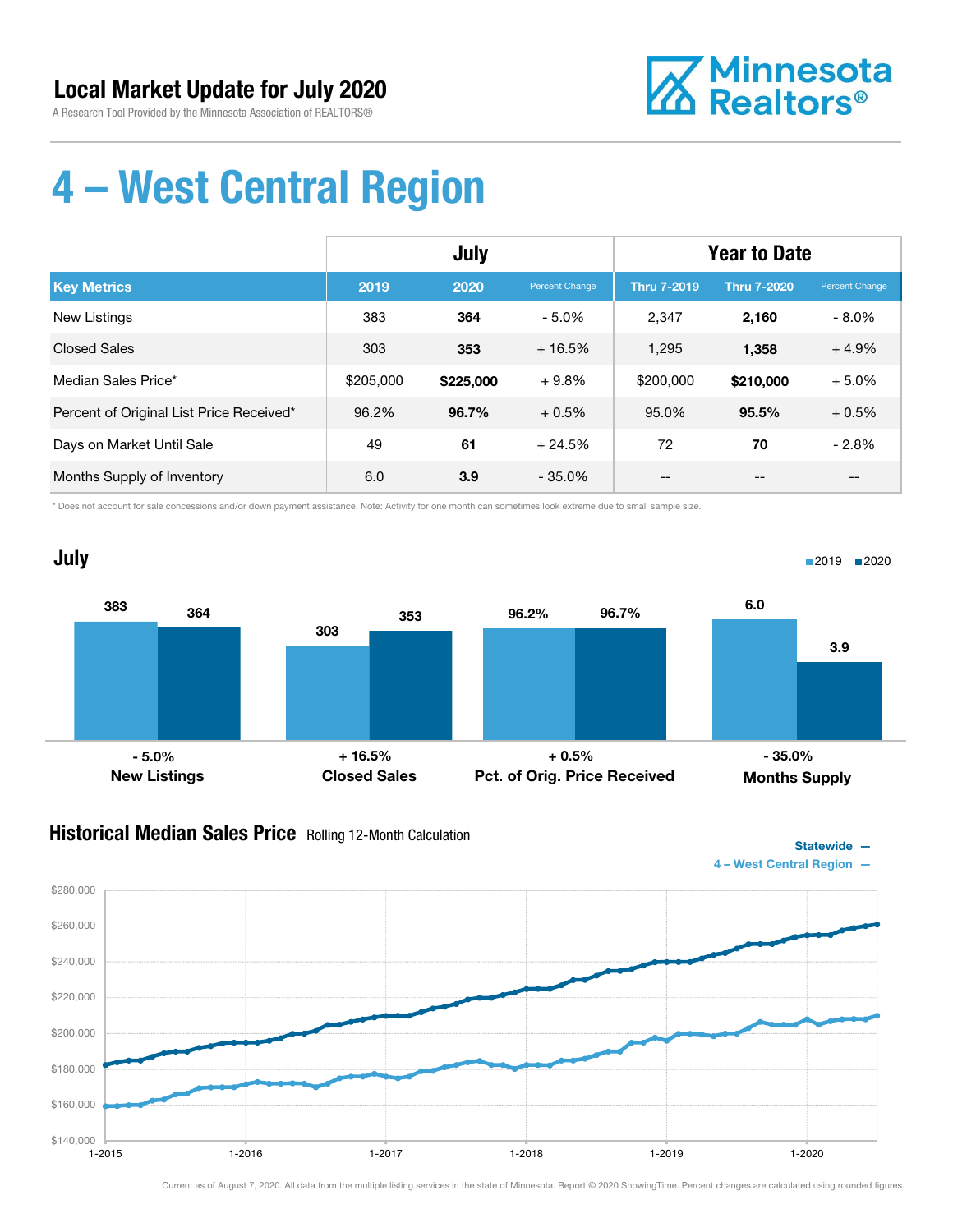# Local Market Update for July 2020

A Research Tool Provided by the Minnesota Association of REALTORS®

# 4 – West Central Region

| Key Metrics | July 2019 | July 2020 | Percent Change | Thru 7-2019 | Thru 7-2020 | Percent Change |
|---|---|---|---|---|---|---|
| New Listings | 383 | **364** | - 5.0% | 2,347 | **2,160** | - 8.0% |
| Closed Sales | 303 | **353** | + 16.5% | 1,295 | **1,358** | + 4.9% |
| Median Sales Price* | $205,000 | **$225,000** | + 9.8% | $200,000 | **$210,000** | + 5.0% |
| Percent of Original List Price Received* | 96.2% | **96.7%** | + 0.5% | 95.0% | **95.5%** | + 0.5% |
| Days on Market Until Sale | 49 | **61** | + 24.5% | 72 | **70** | - 2.8% |
| Months Supply of Inventory | 6.0 | **3.9** | - 35.0% | -- | -- | -- |

\* Does not account for sale concessions and/or down payment assistance. Note: Activity for one month can sometimes look extreme due to small sample size.

## July

| | 2019 | 2020 | Change |
|---|---|---|---|
| New Listings | 383 | 364 | - 5.0% |
| Closed Sales | 303 | 353 | + 16.5% |
| Pct. of Orig. Price Received | 96.2% | 96.7% | + 0.5% |
| Months Supply | 6.0 | 3.9 | - 35.0% |

## Historical Median Sales Price Rolling 12-Month Calculation

Statewide —
4 – West Central Region —

Current as of August 7, 2020. All data from the multiple listing services in the state of Minnesota. Report © 2020 ShowingTime. Percent changes are calculated using rounded figures.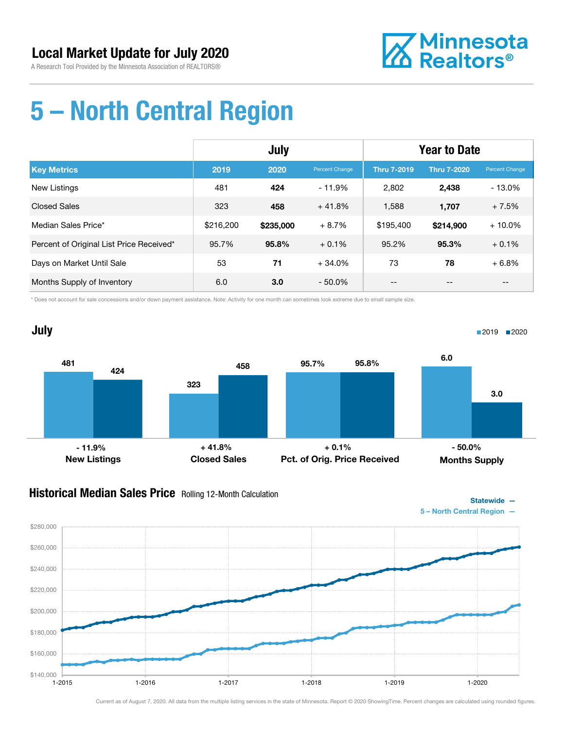# Local Market Update for July 2020

A Research Tool Provided by the Minnesota Association of REALTORS®

# 5 – North Central Region

| Key Metrics | July 2019 | July 2020 | Percent Change | Year to Date Thru 7-2019 | Year to Date Thru 7-2020 | Percent Change |
|---|---|---|---|---|---|---|
| New Listings | 481 | **424** | - 11.9% | 2,802 | **2,438** | - 13.0% |
| Closed Sales | 323 | **458** | + 41.8% | 1,588 | **1,707** | + 7.5% |
| Median Sales Price* | $216,200 | **$235,000** | + 8.7% | $195,400 | **$214,900** | + 10.0% |
| Percent of Original List Price Received* | 95.7% | **95.8%** | + 0.1% | 95.2% | **95.3%** | + 0.1% |
| Days on Market Until Sale | 53 | **71** | + 34.0% | 73 | **78** | + 6.8% |
| Months Supply of Inventory | 6.0 | **3.0** | - 50.0% | -- | -- | -- |

\* Does not account for sale concessions and/or down payment assistance. Note: Activity for one month can sometimes look extreme due to small sample size.

## July

| | 2019 | 2020 | Change |
|---|---|---|---|
| New Listings | 481 | 424 | - 11.9% |
| Closed Sales | 323 | 458 | + 41.8% |
| Pct. of Orig. Price Received | 95.7% | 95.8% | + 0.1% |
| Months Supply | 6.0 | 3.0 | - 50.0% |

## Historical Median Sales Price

Rolling 12-Month Calculation

Statewide —
5 – North Central Region —

Current as of August 7, 2020. All data from the multiple listing services in the state of Minnesota. Report © 2020 ShowingTime. Percent changes are calculated using rounded figures.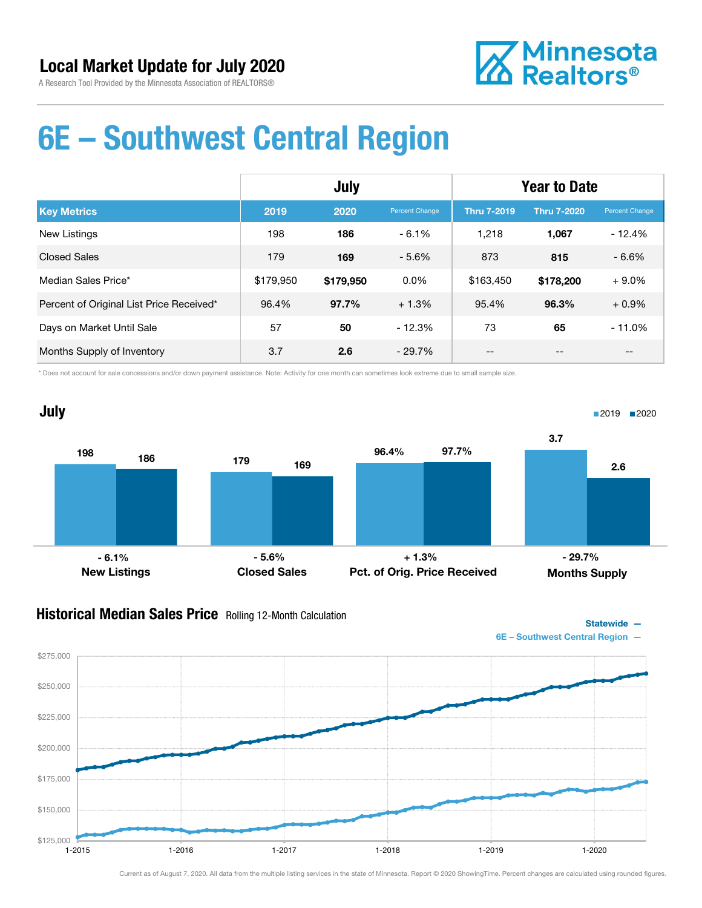## Local Market Update for July 2020

A Research Tool Provided by the Minnesota Association of REALTORS®

Minnesota Realtors®

# 6E – Southwest Central Region

| | July | | | Year to Date | | |
|---|---|---|---|---|---|---|
| **Key Metrics** | **2019** | **2020** | Percent Change | **Thru 7-2019** | **Thru 7-2020** | Percent Change |
| New Listings | 198 | **186** | - 6.1% | 1,218 | **1,067** | - 12.4% |
| Closed Sales | 179 | **169** | - 5.6% | 873 | **815** | - 6.6% |
| Median Sales Price* | $179,950 | **$179,950** | 0.0% | $163,450 | **$178,200** | + 9.0% |
| Percent of Original List Price Received* | 96.4% | **97.7%** | + 1.3% | 95.4% | **96.3%** | + 0.9% |
| Days on Market Until Sale | 57 | **50** | - 12.3% | 73 | **65** | - 11.0% |
| Months Supply of Inventory | 3.7 | **2.6** | - 29.7% | -- | -- | -- |

* Does not account for sale concessions and/or down payment assistance. Note: Activity for one month can sometimes look extreme due to small sample size.

## July

| | 2019 | 2020 | Change |
|---|---|---|---|
| New Listings | 198 | 186 | - 6.1% |
| Closed Sales | 179 | 169 | - 5.6% |
| Pct. of Orig. Price Received | 96.4% | 97.7% | + 1.3% |
| Months Supply | 3.7 | 2.6 | - 29.7% |

## Historical Median Sales Price Rolling 12-Month Calculation

Statewide —
6E – Southwest Central Region —

Current as of August 7, 2020. All data from the multiple listing services in the state of Minnesota. Report © 2020 ShowingTime. Percent changes are calculated using rounded figures.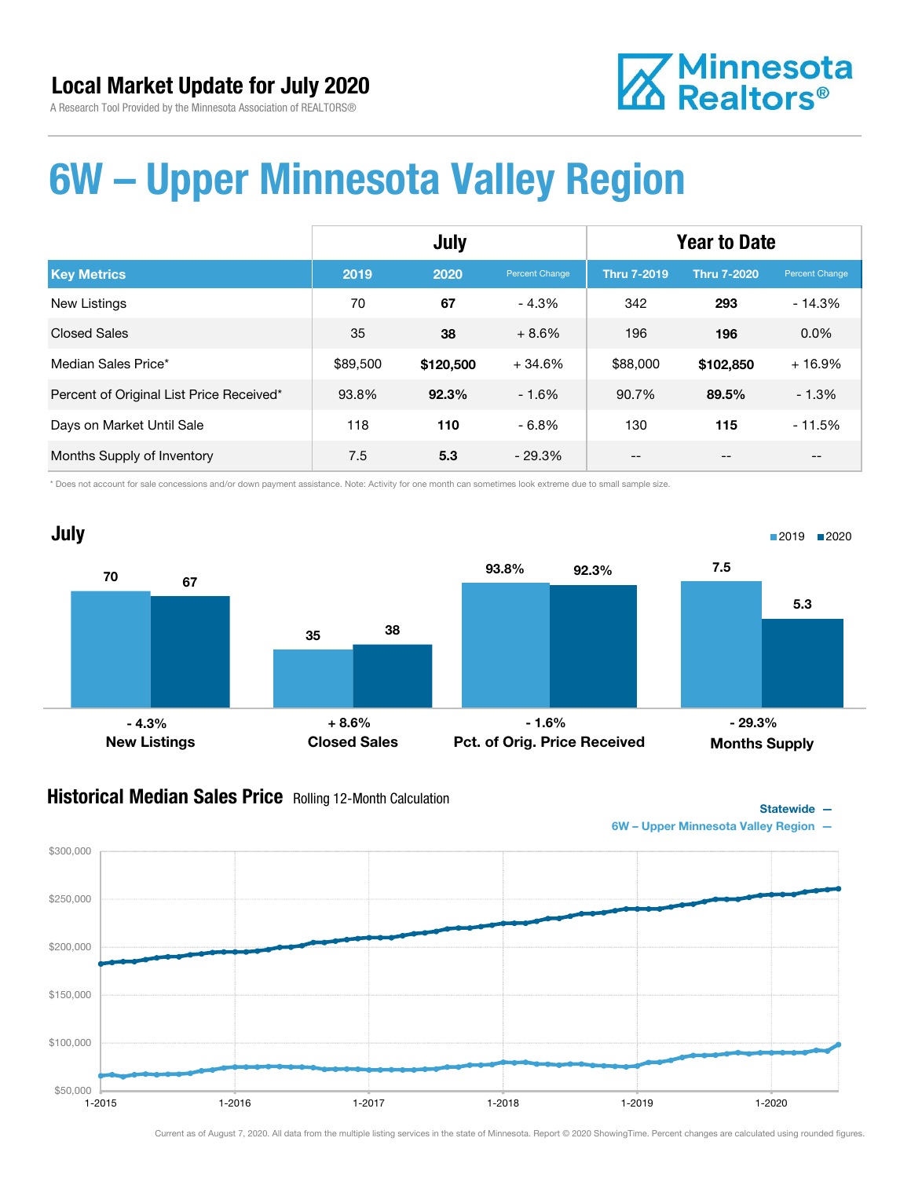## Local Market Update for July 2020

A Research Tool Provided by the Minnesota Association of REALTORS®

Minnesota Realtors®

# 6W – Upper Minnesota Valley Region

| | July | | | Year to Date | | |
|---|---|---|---|---|---|---|
| **Key Metrics** | **2019** | **2020** | Percent Change | **Thru 7-2019** | **Thru 7-2020** | Percent Change |
| New Listings | 70 | **67** | - 4.3% | 342 | **293** | - 14.3% |
| Closed Sales | 35 | **38** | + 8.6% | 196 | **196** | 0.0% |
| Median Sales Price* | $89,500 | **$120,500** | + 34.6% | $88,000 | **$102,850** | + 16.9% |
| Percent of Original List Price Received* | 93.8% | **92.3%** | - 1.6% | 90.7% | **89.5%** | - 1.3% |
| Days on Market Until Sale | 118 | **110** | - 6.8% | 130 | **115** | - 11.5% |
| Months Supply of Inventory | 7.5 | **5.3** | - 29.3% | -- | -- | -- |

\* Does not account for sale concessions and/or down payment assistance. Note: Activity for one month can sometimes look extreme due to small sample size.

## July

| | 2019 | 2020 | Change |
|---|---|---|---|
| New Listings | 70 | 67 | - 4.3% |
| Closed Sales | 35 | 38 | + 8.6% |
| Pct. of Orig. Price Received | 93.8% | 92.3% | - 1.6% |
| Months Supply | 7.5 | 5.3 | - 29.3% |

## Historical Median Sales Price Rolling 12-Month Calculation

Statewide —
6W – Upper Minnesota Valley Region —

Current as of August 7, 2020. All data from the multiple listing services in the state of Minnesota. Report © 2020 ShowingTime. Percent changes are calculated using rounded figures.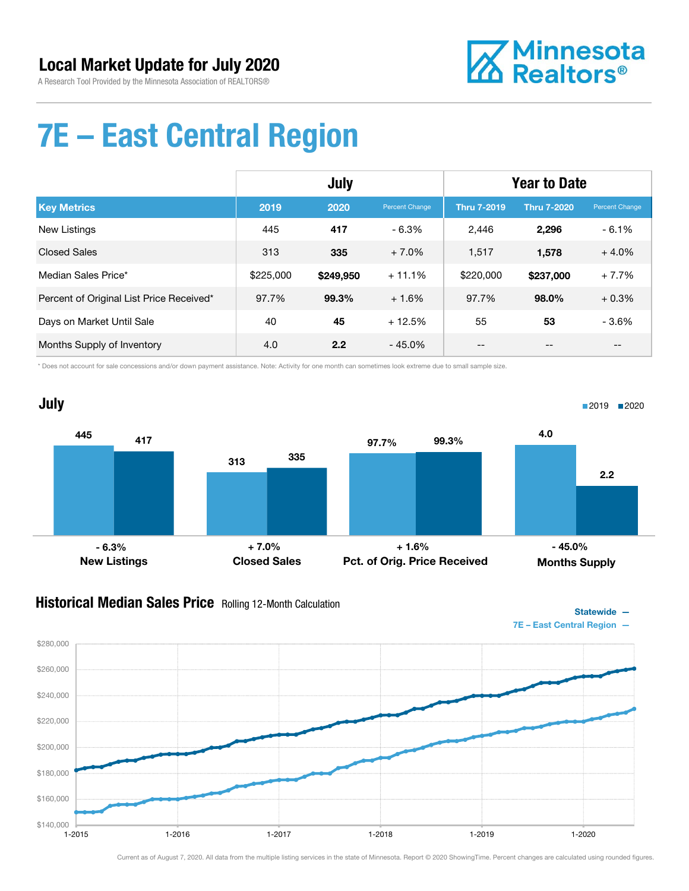# Local Market Update for July 2020

A Research Tool Provided by the Minnesota Association of REALTORS®

# 7E – East Central Region

| | July | | | Year to Date | | |
|---|---|---|---|---|---|---|
| **Key Metrics** | **2019** | **2020** | Percent Change | **Thru 7-2019** | **Thru 7-2020** | Percent Change |
| New Listings | 445 | **417** | - 6.3% | 2,446 | **2,296** | - 6.1% |
| Closed Sales | 313 | **335** | + 7.0% | 1,517 | **1,578** | + 4.0% |
| Median Sales Price* | $225,000 | **$249,950** | + 11.1% | $220,000 | **$237,000** | + 7.7% |
| Percent of Original List Price Received* | 97.7% | **99.3%** | + 1.6% | 97.7% | **98.0%** | + 0.3% |
| Days on Market Until Sale | 40 | **45** | + 12.5% | 55 | **53** | - 3.6% |
| Months Supply of Inventory | 4.0 | **2.2** | - 45.0% | -- | -- | -- |

\* Does not account for sale concessions and/or down payment assistance. Note: Activity for one month can sometimes look extreme due to small sample size.

## July

| | 2019 | 2020 | Change |
|---|---|---|---|
| New Listings | 445 | 417 | - 6.3% |
| Closed Sales | 313 | 335 | + 7.0% |
| Pct. of Orig. Price Received | 97.7% | 99.3% | + 1.6% |
| Months Supply | 4.0 | 2.2 | - 45.0% |

## Historical Median Sales Price Rolling 12-Month Calculation

Statewide —
7E – East Central Region —

Current as of August 7, 2020. All data from the multiple listing services in the state of Minnesota. Report © 2020 ShowingTime. Percent changes are calculated using rounded figures.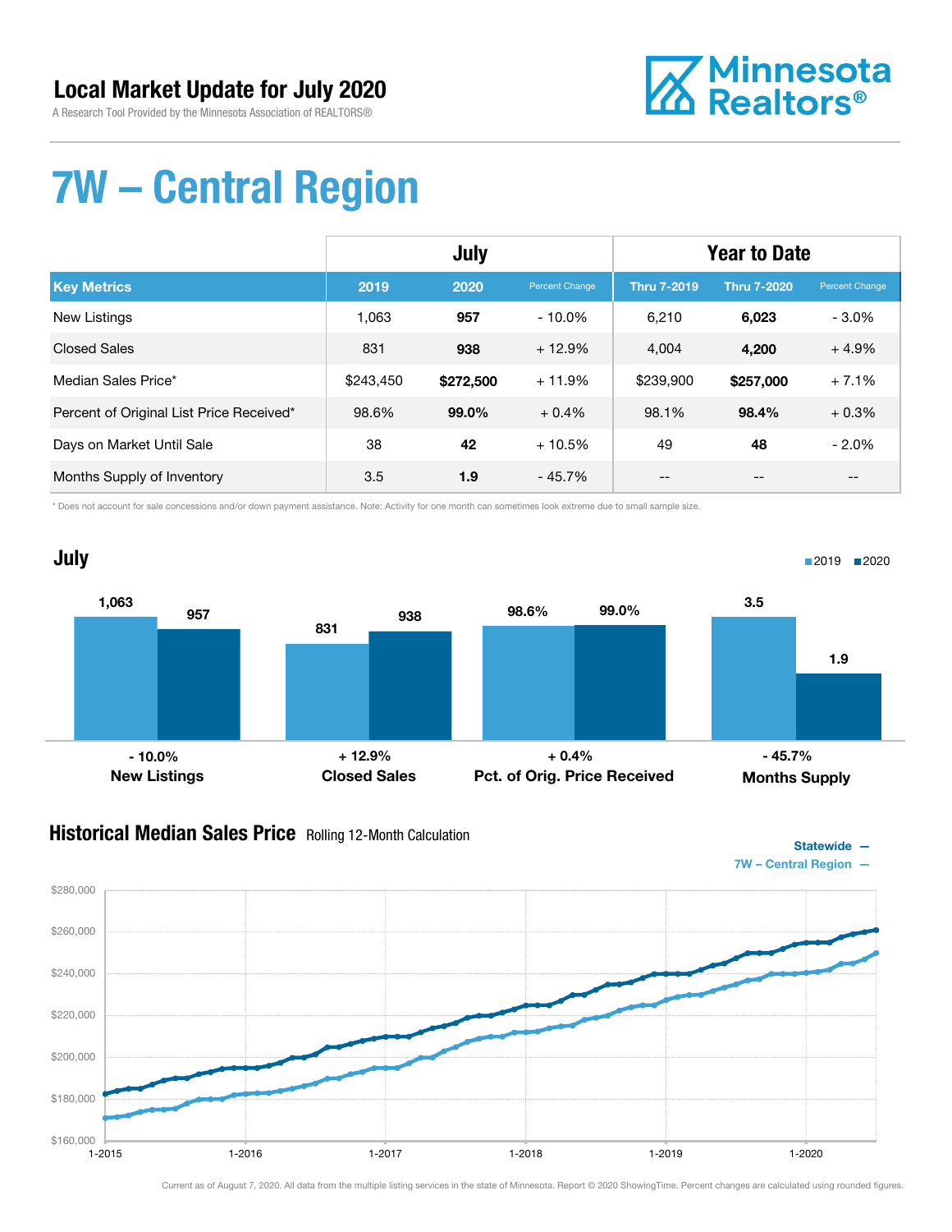# Local Market Update for July 2020

A Research Tool Provided by the Minnesota Association of REALTORS®

Minnesota Realtors®

# 7W – Central Region

| Key Metrics | July | | | Year to Date | | |
|---|---|---|---|---|---|---|
| | 2019 | 2020 | Percent Change | Thru 7-2019 | Thru 7-2020 | Percent Change |
| New Listings | 1,063 | **957** | - 10.0% | 6,210 | **6,023** | - 3.0% |
| Closed Sales | 831 | **938** | + 12.9% | 4,004 | **4,200** | + 4.9% |
| Median Sales Price* | $243,450 | **$272,500** | + 11.9% | $239,900 | **$257,000** | + 7.1% |
| Percent of Original List Price Received* | 98.6% | **99.0%** | + 0.4% | 98.1% | **98.4%** | + 0.3% |
| Days on Market Until Sale | 38 | **42** | + 10.5% | 49 | **48** | - 2.0% |
| Months Supply of Inventory | 3.5 | **1.9** | - 45.7% | -- | -- | -- |

\* Does not account for sale concessions and/or down payment assistance. Note: Activity for one month can sometimes look extreme due to small sample size.

## July

| | 2019 | 2020 | Change |
|---|---|---|---|
| New Listings | 1,063 | 957 | - 10.0% |
| Closed Sales | 831 | 938 | + 12.9% |
| Pct. of Orig. Price Received | 98.6% | 99.0% | + 0.4% |
| Months Supply | 3.5 | 1.9 | - 45.7% |

## Historical Median Sales Price Rolling 12-Month Calculation

Statewide —
7W – Central Region —

Current as of August 7, 2020. All data from the multiple listing services in the state of Minnesota. Report © 2020 ShowingTime. Percent changes are calculated using rounded figures.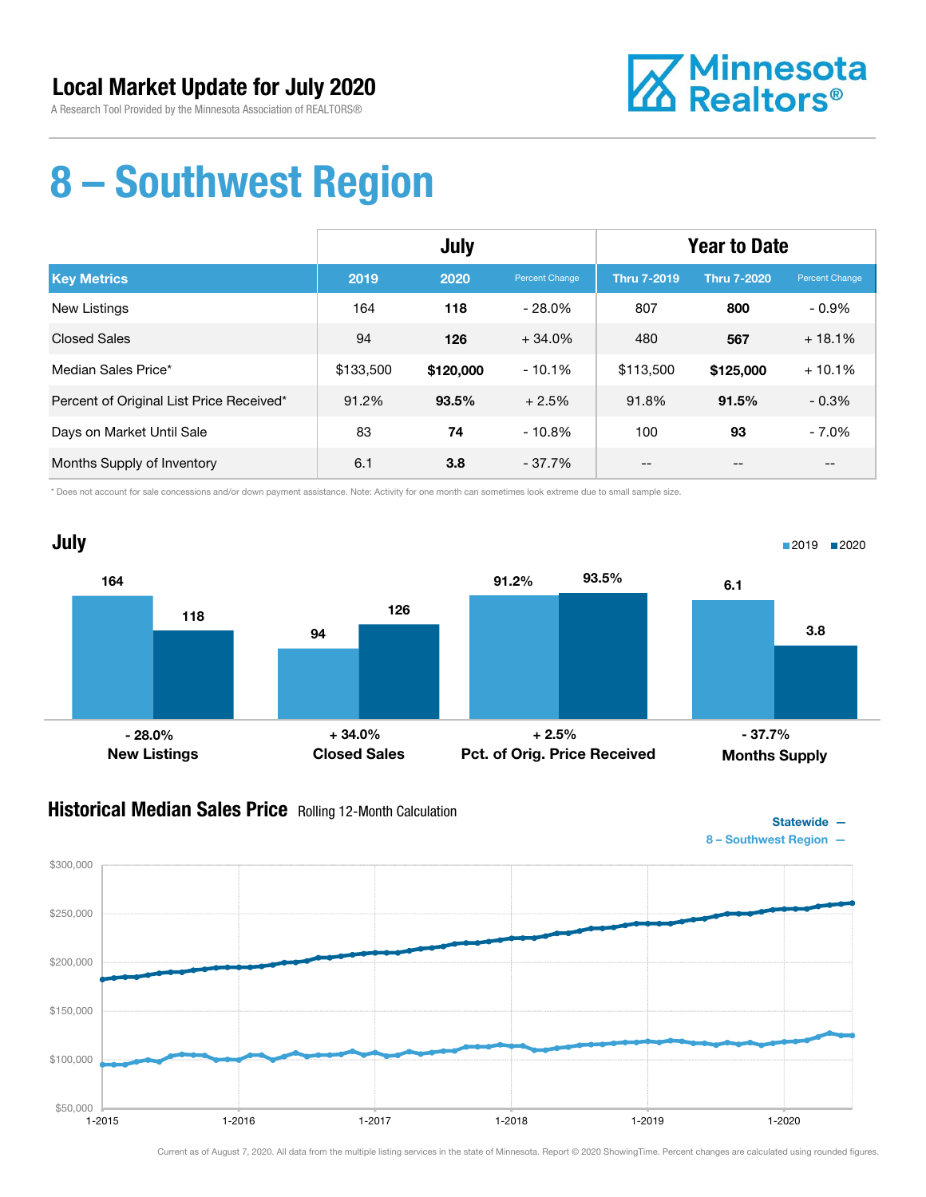## Local Market Update for July 2020

A Research Tool Provided by the Minnesota Association of REALTORS®

Minnesota Realtors®

# 8 – Southwest Region

| | July | | | Year to Date | | |
|---|---|---|---|---|---|---|
| **Key Metrics** | **2019** | **2020** | Percent Change | **Thru 7-2019** | **Thru 7-2020** | Percent Change |
| New Listings | 164 | **118** | - 28.0% | 807 | **800** | - 0.9% |
| Closed Sales | 94 | **126** | + 34.0% | 480 | **567** | + 18.1% |
| Median Sales Price* | $133,500 | **$120,000** | - 10.1% | $113,500 | **$125,000** | + 10.1% |
| Percent of Original List Price Received* | 91.2% | **93.5%** | + 2.5% | 91.8% | **91.5%** | - 0.3% |
| Days on Market Until Sale | 83 | **74** | - 10.8% | 100 | **93** | - 7.0% |
| Months Supply of Inventory | 6.1 | **3.8** | - 37.7% | -- | -- | -- |

* Does not account for sale concessions and/or down payment assistance. Note: Activity for one month can sometimes look extreme due to small sample size.

### July

2019 / 2020

| | 2019 | 2020 | Change |
|---|---|---|---|
| New Listings | 164 | 118 | - 28.0% |
| Closed Sales | 94 | 126 | + 34.0% |
| Pct. of Orig. Price Received | 91.2% | 93.5% | + 2.5% |
| Months Supply | 6.1 | 3.8 | - 37.7% |

### Historical Median Sales Price Rolling 12-Month Calculation

Statewide — 8 – Southwest Region —

Current as of August 7, 2020. All data from the multiple listing services in the state of Minnesota. Report © 2020 ShowingTime. Percent changes are calculated using rounded figures.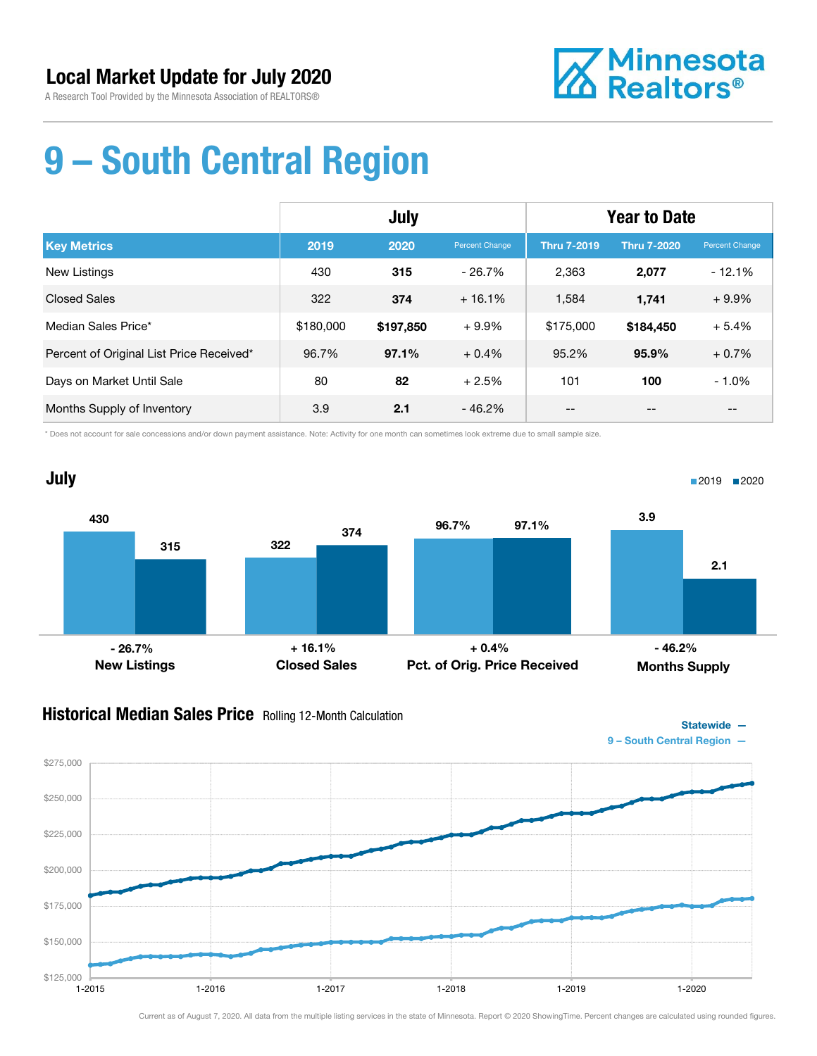# Local Market Update for July 2020

A Research Tool Provided by the Minnesota Association of REALTORS®

Minnesota Realtors®

# 9 – South Central Region

| | July | | | Year to Date | | |
|---|---|---|---|---|---|---|
| **Key Metrics** | **2019** | **2020** | Percent Change | **Thru 7-2019** | **Thru 7-2020** | Percent Change |
| New Listings | 430 | **315** | - 26.7% | 2,363 | **2,077** | - 12.1% |
| Closed Sales | 322 | **374** | + 16.1% | 1,584 | **1,741** | + 9.9% |
| Median Sales Price* | $180,000 | **$197,850** | + 9.9% | $175,000 | **$184,450** | + 5.4% |
| Percent of Original List Price Received* | 96.7% | **97.1%** | + 0.4% | 95.2% | **95.9%** | + 0.7% |
| Days on Market Until Sale | 80 | **82** | + 2.5% | 101 | **100** | - 1.0% |
| Months Supply of Inventory | 3.9 | **2.1** | - 46.2% | -- | -- | -- |

\* Does not account for sale concessions and/or down payment assistance. Note: Activity for one month can sometimes look extreme due to small sample size.

## July

| | 2019 | 2020 | Change |
|---|---|---|---|
| **New Listings** | 430 | 315 | - 26.7% |
| **Closed Sales** | 322 | 374 | + 16.1% |
| **Pct. of Orig. Price Received** | 96.7% | 97.1% | + 0.4% |
| **Months Supply** | 3.9 | 2.1 | - 46.2% |

## Historical Median Sales Price Rolling 12-Month Calculation

Statewide —
9 – South Central Region —

Current as of August 7, 2020. All data from the multiple listing services in the state of Minnesota. Report © 2020 ShowingTime. Percent changes are calculated using rounded figures.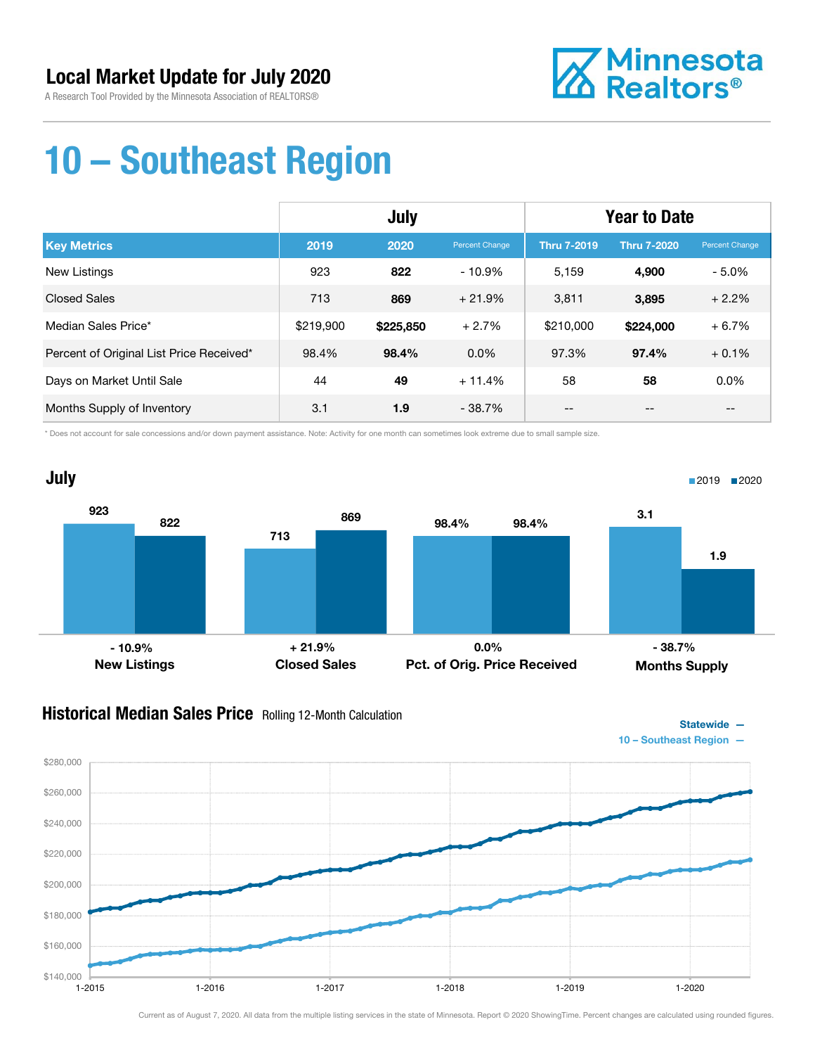# Local Market Update for July 2020

A Research Tool Provided by the Minnesota Association of REALTORS®

Minnesota Realtors®

# 10 – Southeast Region

| Key Metrics | July | | | Year to Date | | |
|---|---|---|---|---|---|---|
| | 2019 | 2020 | Percent Change | Thru 7-2019 | Thru 7-2020 | Percent Change |
| New Listings | 923 | **822** | - 10.9% | 5,159 | **4,900** | - 5.0% |
| Closed Sales | 713 | **869** | + 21.9% | 3,811 | **3,895** | + 2.2% |
| Median Sales Price* | $219,900 | **$225,850** | + 2.7% | $210,000 | **$224,000** | + 6.7% |
| Percent of Original List Price Received* | 98.4% | **98.4%** | 0.0% | 97.3% | **97.4%** | + 0.1% |
| Days on Market Until Sale | 44 | **49** | + 11.4% | 58 | **58** | 0.0% |
| Months Supply of Inventory | 3.1 | **1.9** | - 38.7% | -- | -- | -- |

* Does not account for sale concessions and/or down payment assistance. Note: Activity for one month can sometimes look extreme due to small sample size.

## July

■2019 ■2020

| | 2019 | 2020 | Change |
|---|---|---|---|
| New Listings | 923 | 822 | - 10.9% |
| Closed Sales | 713 | 869 | + 21.9% |
| Pct. of Orig. Price Received | 98.4% | 98.4% | 0.0% |
| Months Supply | 3.1 | 1.9 | - 38.7% |

## Historical Median Sales Price Rolling 12-Month Calculation

Statewide —
10 – Southeast Region —

$280,000 / $260,000 / $240,000 / $220,000 / $200,000 / $180,000 / $160,000 / $140,000

1-2015 / 1-2016 / 1-2017 / 1-2018 / 1-2019 / 1-2020

Current as of August 7, 2020. All data from the multiple listing services in the state of Minnesota. Report © 2020 ShowingTime. Percent changes are calculated using rounded figures.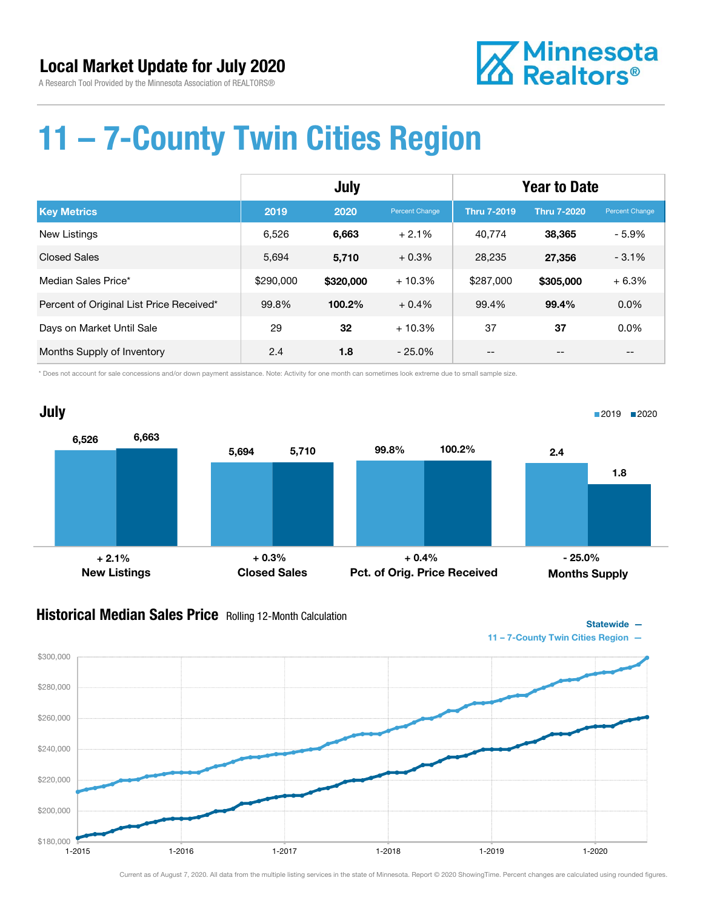# Local Market Update for July 2020

A Research Tool Provided by the Minnesota Association of REALTORS®

Minnesota Realtors®

# 11 – 7-County Twin Cities Region

| | July | | | Year to Date | | |
|---|---|---|---|---|---|---|
| **Key Metrics** | **2019** | **2020** | **Percent Change** | **Thru 7-2019** | **Thru 7-2020** | **Percent Change** |
| New Listings | 6,526 | **6,663** | + 2.1% | 40,774 | **38,365** | - 5.9% |
| Closed Sales | 5,694 | **5,710** | + 0.3% | 28,235 | **27,356** | - 3.1% |
| Median Sales Price* | $290,000 | **$320,000** | + 10.3% | $287,000 | **$305,000** | + 6.3% |
| Percent of Original List Price Received* | 99.8% | **100.2%** | + 0.4% | 99.4% | **99.4%** | 0.0% |
| Days on Market Until Sale | 29 | **32** | + 10.3% | 37 | **37** | 0.0% |
| Months Supply of Inventory | 2.4 | **1.8** | - 25.0% | -- | -- | -- |

\* Does not account for sale concessions and/or down payment assistance. Note: Activity for one month can sometimes look extreme due to small sample size.

## July

2019 2020

6,526 6,663
**+ 2.1%**
**New Listings**

5,694 5,710
**+ 0.3%**
**Closed Sales**

99.8% 100.2%
**+ 0.4%**
**Pct. of Orig. Price Received**

2.4 1.8
**- 25.0%**
**Months Supply**

## Historical Median Sales Price Rolling 12-Month Calculation

Statewide —
11 – 7-County Twin Cities Region —

$300,000
$280,000
$260,000
$240,000
$220,000
$200,000
$180,000

1-2015 1-2016 1-2017 1-2018 1-2019 1-2020

Current as of August 7, 2020. All data from the multiple listing services in the state of Minnesota. Report © 2020 ShowingTime. Percent changes are calculated using rounded figures.